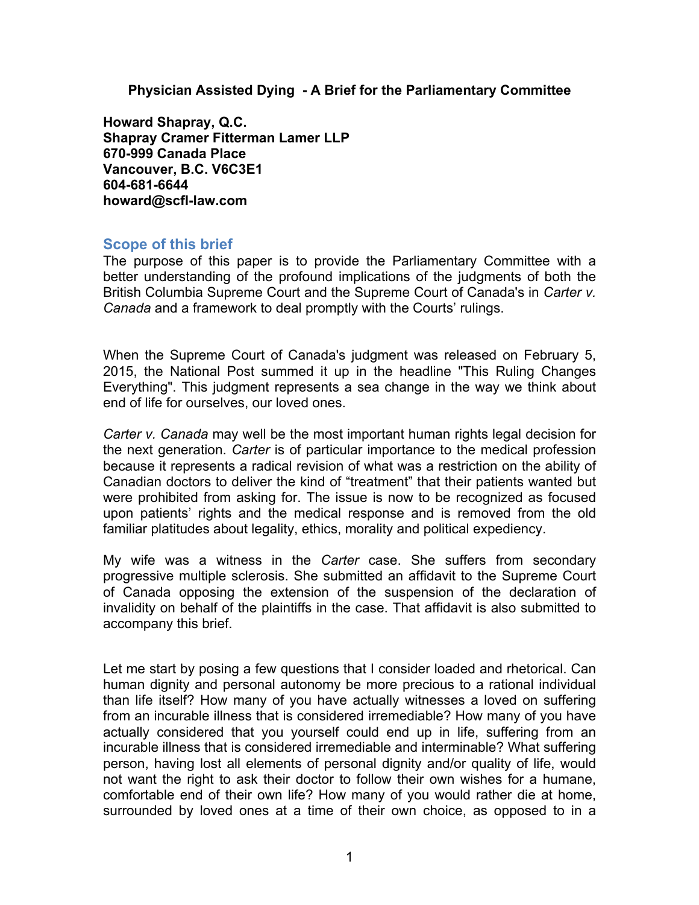**Physician Assisted Dying - A Brief for the Parliamentary Committee**

**Howard Shapray, Q.C.**
**Shapray Cramer Fitterman Lamer LLP**
**670-999 Canada Place**
**Vancouver, B.C. V6C3E1**
**604-681-6644**
**howard@scfl-law.com**

## Scope of this brief

The purpose of this paper is to provide the Parliamentary Committee with a better understanding of the profound implications of the judgments of both the British Columbia Supreme Court and the Supreme Court of Canada's in *Carter v. Canada* and a framework to deal promptly with the Courts' rulings.

When the Supreme Court of Canada's judgment was released on February 5, 2015, the National Post summed it up in the headline "This Ruling Changes Everything". This judgment represents a sea change in the way we think about end of life for ourselves, our loved ones.

*Carter v. Canada* may well be the most important human rights legal decision for the next generation. *Carter* is of particular importance to the medical profession because it represents a radical revision of what was a restriction on the ability of Canadian doctors to deliver the kind of "treatment" that their patients wanted but were prohibited from asking for. The issue is now to be recognized as focused upon patients' rights and the medical response and is removed from the old familiar platitudes about legality, ethics, morality and political expediency.

My wife was a witness in the *Carter* case. She suffers from secondary progressive multiple sclerosis. She submitted an affidavit to the Supreme Court of Canada opposing the extension of the suspension of the declaration of invalidity on behalf of the plaintiffs in the case. That affidavit is also submitted to accompany this brief.

Let me start by posing a few questions that I consider loaded and rhetorical. Can human dignity and personal autonomy be more precious to a rational individual than life itself? How many of you have actually witnesses a loved on suffering from an incurable illness that is considered irremediable? How many of you have actually considered that you yourself could end up in life, suffering from an incurable illness that is considered irremediable and interminable? What suffering person, having lost all elements of personal dignity and/or quality of life, would not want the right to ask their doctor to follow their own wishes for a humane, comfortable end of their own life? How many of you would rather die at home, surrounded by loved ones at a time of their own choice, as opposed to in a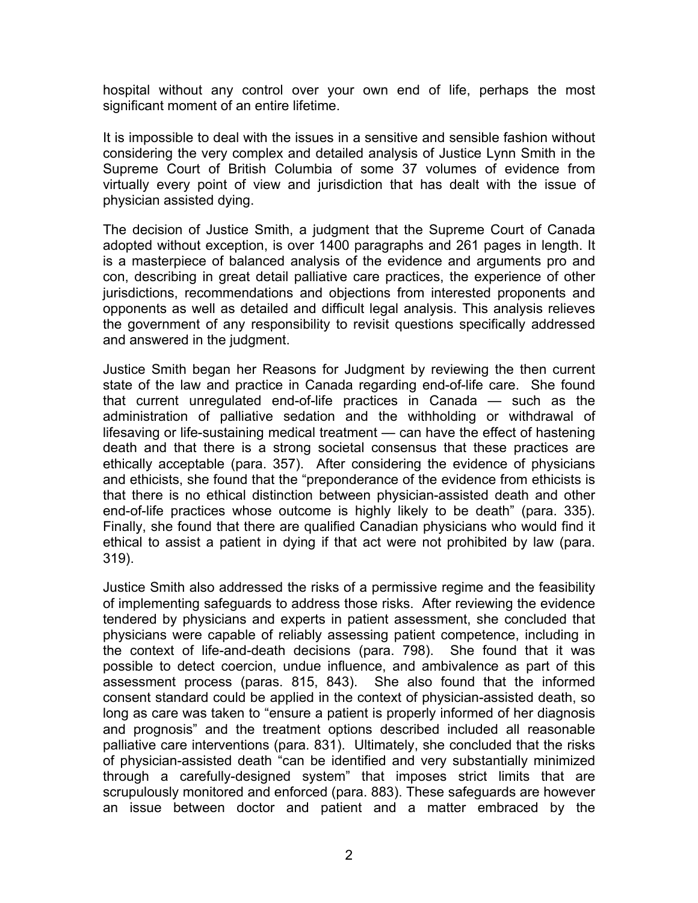hospital without any control over your own end of life, perhaps the most significant moment of an entire lifetime.

It is impossible to deal with the issues in a sensitive and sensible fashion without considering the very complex and detailed analysis of Justice Lynn Smith in the Supreme Court of British Columbia of some 37 volumes of evidence from virtually every point of view and jurisdiction that has dealt with the issue of physician assisted dying.

The decision of Justice Smith, a judgment that the Supreme Court of Canada adopted without exception, is over 1400 paragraphs and 261 pages in length. It is a masterpiece of balanced analysis of the evidence and arguments pro and con, describing in great detail palliative care practices, the experience of other jurisdictions, recommendations and objections from interested proponents and opponents as well as detailed and difficult legal analysis. This analysis relieves the government of any responsibility to revisit questions specifically addressed and answered in the judgment.

Justice Smith began her Reasons for Judgment by reviewing the then current state of the law and practice in Canada regarding end-of-life care. She found that current unregulated end-of-life practices in Canada — such as the administration of palliative sedation and the withholding or withdrawal of lifesaving or life-sustaining medical treatment — can have the effect of hastening death and that there is a strong societal consensus that these practices are ethically acceptable (para. 357). After considering the evidence of physicians and ethicists, she found that the "preponderance of the evidence from ethicists is that there is no ethical distinction between physician-assisted death and other end-of-life practices whose outcome is highly likely to be death" (para. 335). Finally, she found that there are qualified Canadian physicians who would find it ethical to assist a patient in dying if that act were not prohibited by law (para. 319).

Justice Smith also addressed the risks of a permissive regime and the feasibility of implementing safeguards to address those risks. After reviewing the evidence tendered by physicians and experts in patient assessment, she concluded that physicians were capable of reliably assessing patient competence, including in the context of life-and-death decisions (para. 798). She found that it was possible to detect coercion, undue influence, and ambivalence as part of this assessment process (paras. 815, 843). She also found that the informed consent standard could be applied in the context of physician-assisted death, so long as care was taken to "ensure a patient is properly informed of her diagnosis and prognosis" and the treatment options described included all reasonable palliative care interventions (para. 831). Ultimately, she concluded that the risks of physician-assisted death "can be identified and very substantially minimized through a carefully-designed system" that imposes strict limits that are scrupulously monitored and enforced (para. 883). These safeguards are however an issue between doctor and patient and a matter embraced by the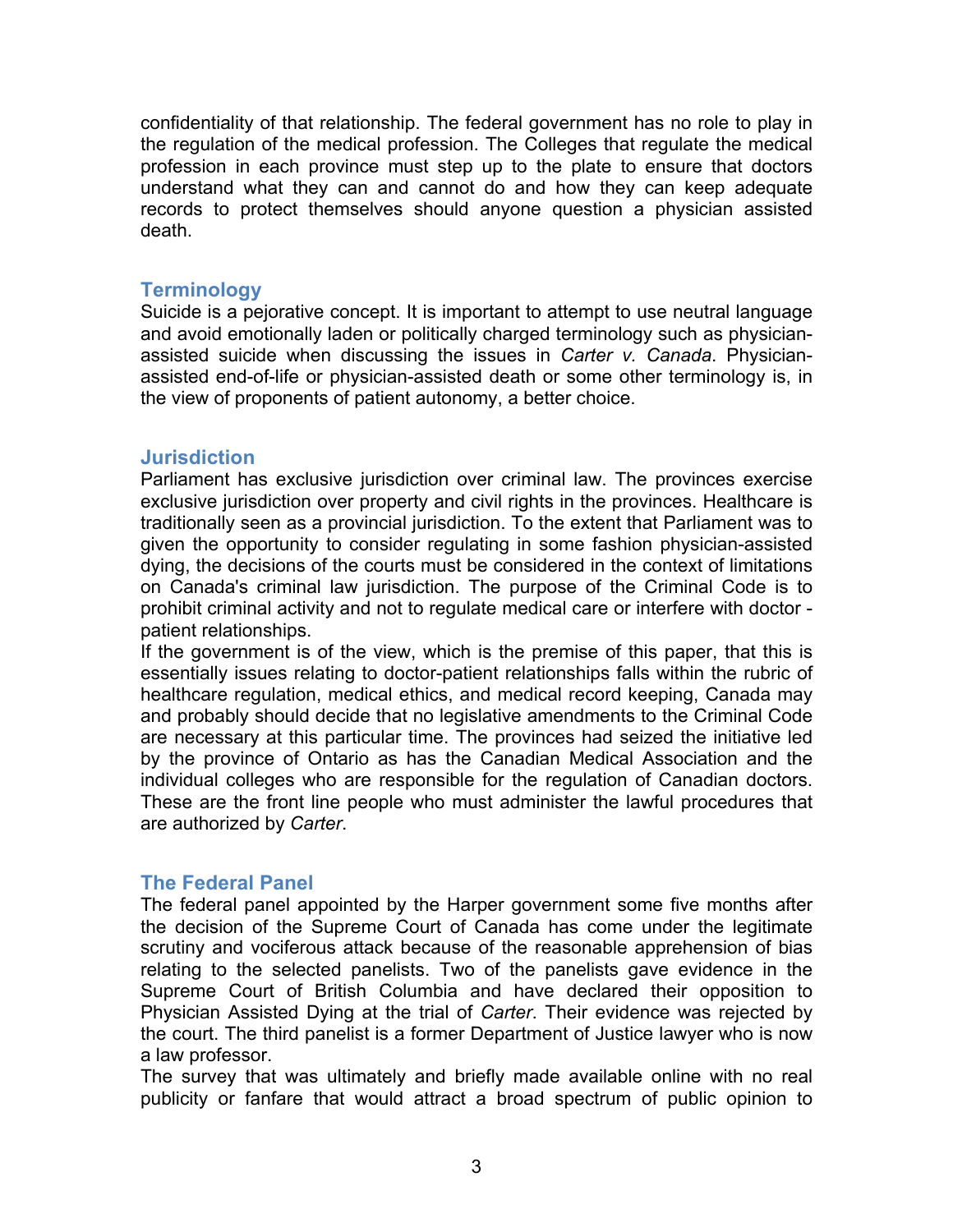confidentiality of that relationship. The federal government has no role to play in the regulation of the medical profession. The Colleges that regulate the medical profession in each province must step up to the plate to ensure that doctors understand what they can and cannot do and how they can keep adequate records to protect themselves should anyone question a physician assisted death.

## Terminology

Suicide is a pejorative concept. It is important to attempt to use neutral language and avoid emotionally laden or politically charged terminology such as physician-assisted suicide when discussing the issues in *Carter v. Canada*. Physician-assisted end-of-life or physician-assisted death or some other terminology is, in the view of proponents of patient autonomy, a better choice.

## Jurisdiction

Parliament has exclusive jurisdiction over criminal law. The provinces exercise exclusive jurisdiction over property and civil rights in the provinces. Healthcare is traditionally seen as a provincial jurisdiction. To the extent that Parliament was to given the opportunity to consider regulating in some fashion physician-assisted dying, the decisions of the courts must be considered in the context of limitations on Canada's criminal law jurisdiction. The purpose of the Criminal Code is to prohibit criminal activity and not to regulate medical care or interfere with doctor - patient relationships.

If the government is of the view, which is the premise of this paper, that this is essentially issues relating to doctor-patient relationships falls within the rubric of healthcare regulation, medical ethics, and medical record keeping, Canada may and probably should decide that no legislative amendments to the Criminal Code are necessary at this particular time. The provinces had seized the initiative led by the province of Ontario as has the Canadian Medical Association and the individual colleges who are responsible for the regulation of Canadian doctors. These are the front line people who must administer the lawful procedures that are authorized by *Carter*.

## The Federal Panel

The federal panel appointed by the Harper government some five months after the decision of the Supreme Court of Canada has come under the legitimate scrutiny and vociferous attack because of the reasonable apprehension of bias relating to the selected panelists. Two of the panelists gave evidence in the Supreme Court of British Columbia and have declared their opposition to Physician Assisted Dying at the trial of *Carter*. Their evidence was rejected by the court. The third panelist is a former Department of Justice lawyer who is now a law professor.

The survey that was ultimately and briefly made available online with no real publicity or fanfare that would attract a broad spectrum of public opinion to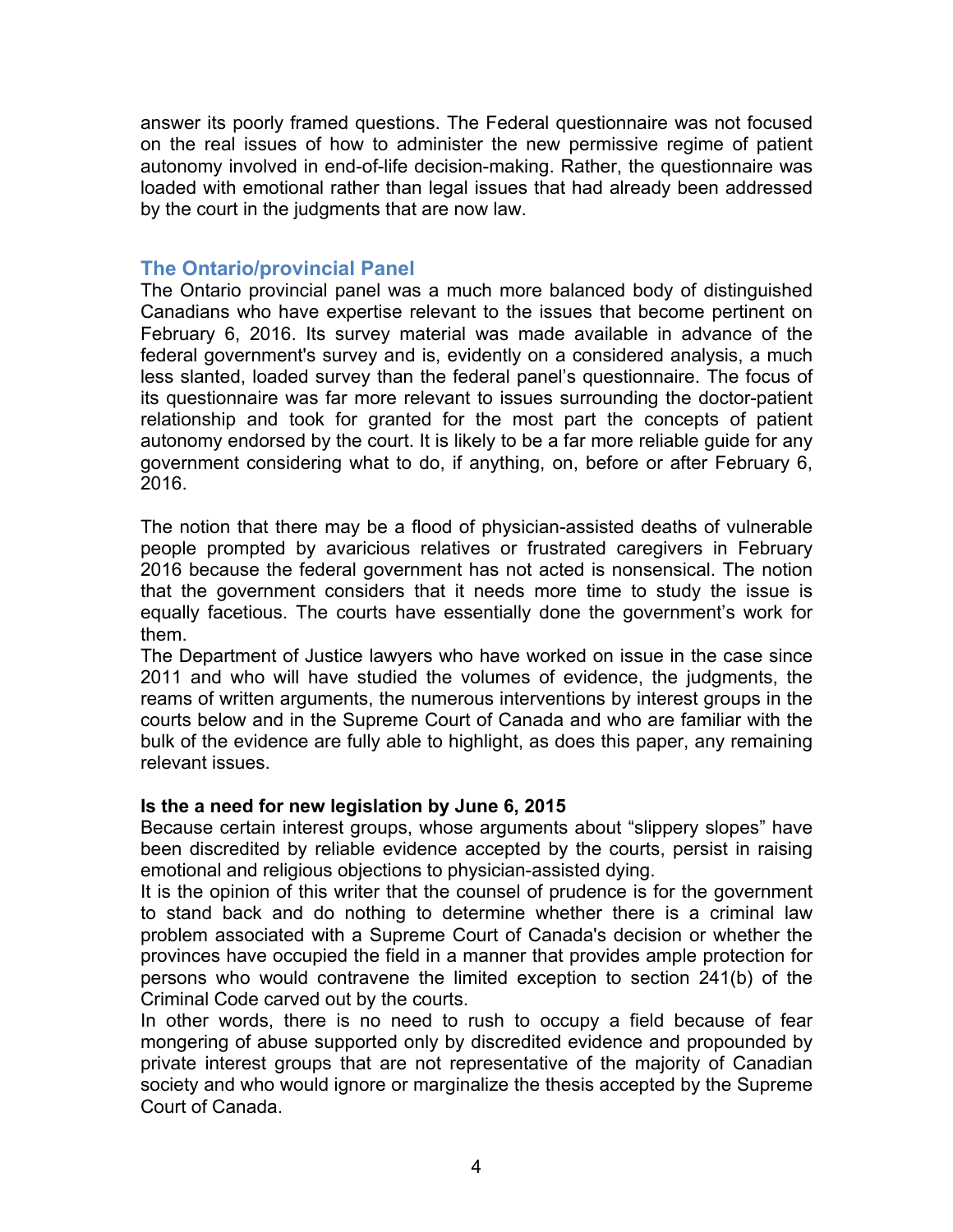answer its poorly framed questions. The Federal questionnaire was not focused on the real issues of how to administer the new permissive regime of patient autonomy involved in end-of-life decision-making. Rather, the questionnaire was loaded with emotional rather than legal issues that had already been addressed by the court in the judgments that are now law.

## The Ontario/provincial Panel

The Ontario provincial panel was a much more balanced body of distinguished Canadians who have expertise relevant to the issues that become pertinent on February 6, 2016. Its survey material was made available in advance of the federal government's survey and is, evidently on a considered analysis, a much less slanted, loaded survey than the federal panel's questionnaire. The focus of its questionnaire was far more relevant to issues surrounding the doctor-patient relationship and took for granted for the most part the concepts of patient autonomy endorsed by the court. It is likely to be a far more reliable guide for any government considering what to do, if anything, on, before or after February 6, 2016.

The notion that there may be a flood of physician-assisted deaths of vulnerable people prompted by avaricious relatives or frustrated caregivers in February 2016 because the federal government has not acted is nonsensical. The notion that the government considers that it needs more time to study the issue is equally facetious. The courts have essentially done the government's work for them.

The Department of Justice lawyers who have worked on issue in the case since 2011 and who will have studied the volumes of evidence, the judgments, the reams of written arguments, the numerous interventions by interest groups in the courts below and in the Supreme Court of Canada and who are familiar with the bulk of the evidence are fully able to highlight, as does this paper, any remaining relevant issues.

**Is the a need for new legislation by June 6, 2015**

Because certain interest groups, whose arguments about "slippery slopes" have been discredited by reliable evidence accepted by the courts, persist in raising emotional and religious objections to physician-assisted dying.

It is the opinion of this writer that the counsel of prudence is for the government to stand back and do nothing to determine whether there is a criminal law problem associated with a Supreme Court of Canada's decision or whether the provinces have occupied the field in a manner that provides ample protection for persons who would contravene the limited exception to section 241(b) of the Criminal Code carved out by the courts.

In other words, there is no need to rush to occupy a field because of fear mongering of abuse supported only by discredited evidence and propounded by private interest groups that are not representative of the majority of Canadian society and who would ignore or marginalize the thesis accepted by the Supreme Court of Canada.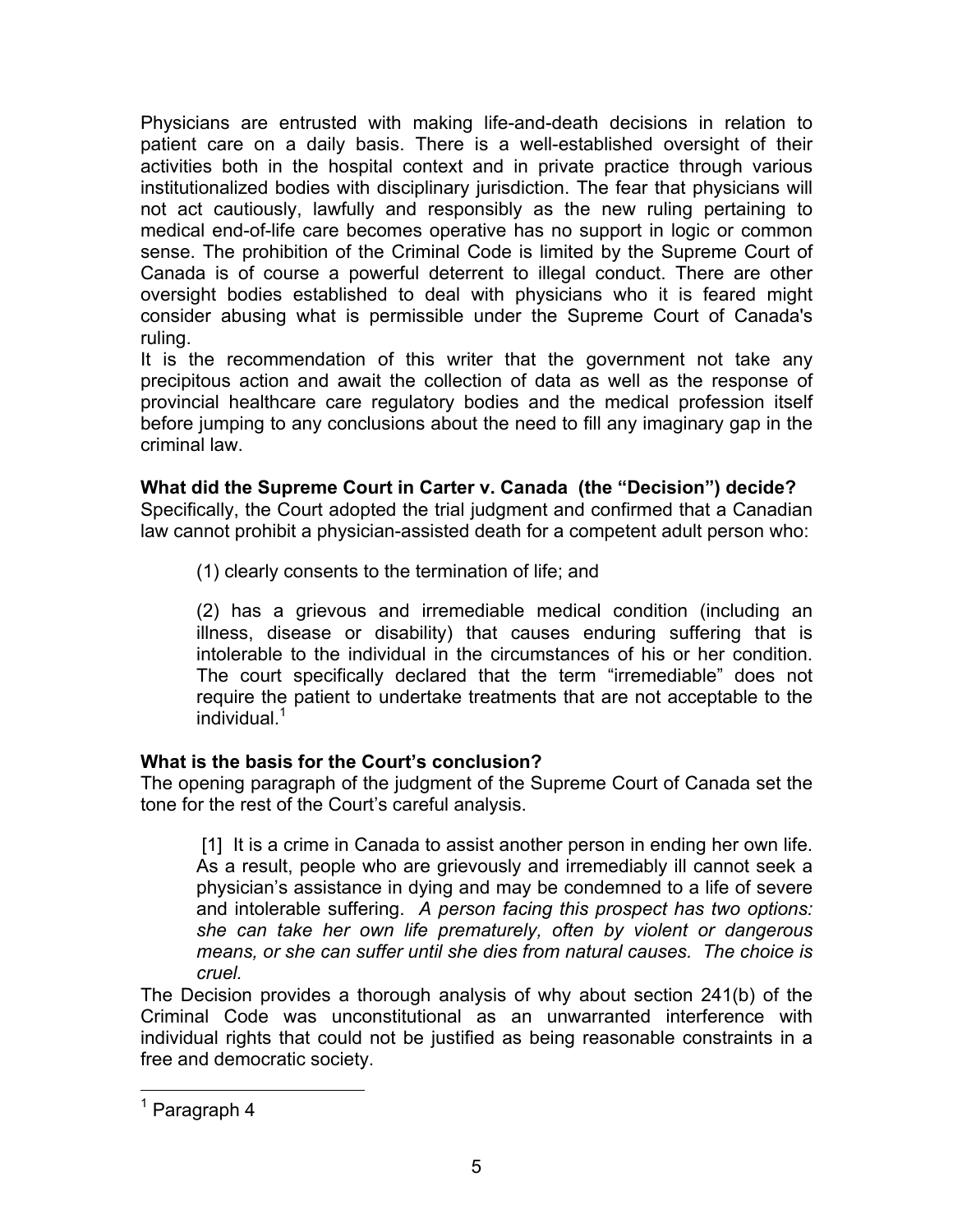Physicians are entrusted with making life-and-death decisions in relation to patient care on a daily basis. There is a well-established oversight of their activities both in the hospital context and in private practice through various institutionalized bodies with disciplinary jurisdiction. The fear that physicians will not act cautiously, lawfully and responsibly as the new ruling pertaining to medical end-of-life care becomes operative has no support in logic or common sense. The prohibition of the Criminal Code is limited by the Supreme Court of Canada is of course a powerful deterrent to illegal conduct. There are other oversight bodies established to deal with physicians who it is feared might consider abusing what is permissible under the Supreme Court of Canada's ruling.

It is the recommendation of this writer that the government not take any precipitous action and await the collection of data as well as the response of provincial healthcare care regulatory bodies and the medical profession itself before jumping to any conclusions about the need to fill any imaginary gap in the criminal law.

**What did the Supreme Court in Carter v. Canada (the "Decision") decide?**

Specifically, the Court adopted the trial judgment and confirmed that a Canadian law cannot prohibit a physician-assisted death for a competent adult person who:

> (1) clearly consents to the termination of life; and
>
> (2) has a grievous and irremediable medical condition (including an illness, disease or disability) that causes enduring suffering that is intolerable to the individual in the circumstances of his or her condition. The court specifically declared that the term "irremediable" does not require the patient to undertake treatments that are not acceptable to the individual.[1]

**What is the basis for the Court's conclusion?**

The opening paragraph of the judgment of the Supreme Court of Canada set the tone for the rest of the Court's careful analysis.

> [1] It is a crime in Canada to assist another person in ending her own life. As a result, people who are grievously and irremediably ill cannot seek a physician's assistance in dying and may be condemned to a life of severe and intolerable suffering. *A person facing this prospect has two options: she can take her own life prematurely, often by violent or dangerous means, or she can suffer until she dies from natural causes. The choice is cruel.*

The Decision provides a thorough analysis of why about section 241(b) of the Criminal Code was unconstitutional as an unwarranted interference with individual rights that could not be justified as being reasonable constraints in a free and democratic society.

---

[1] Paragraph 4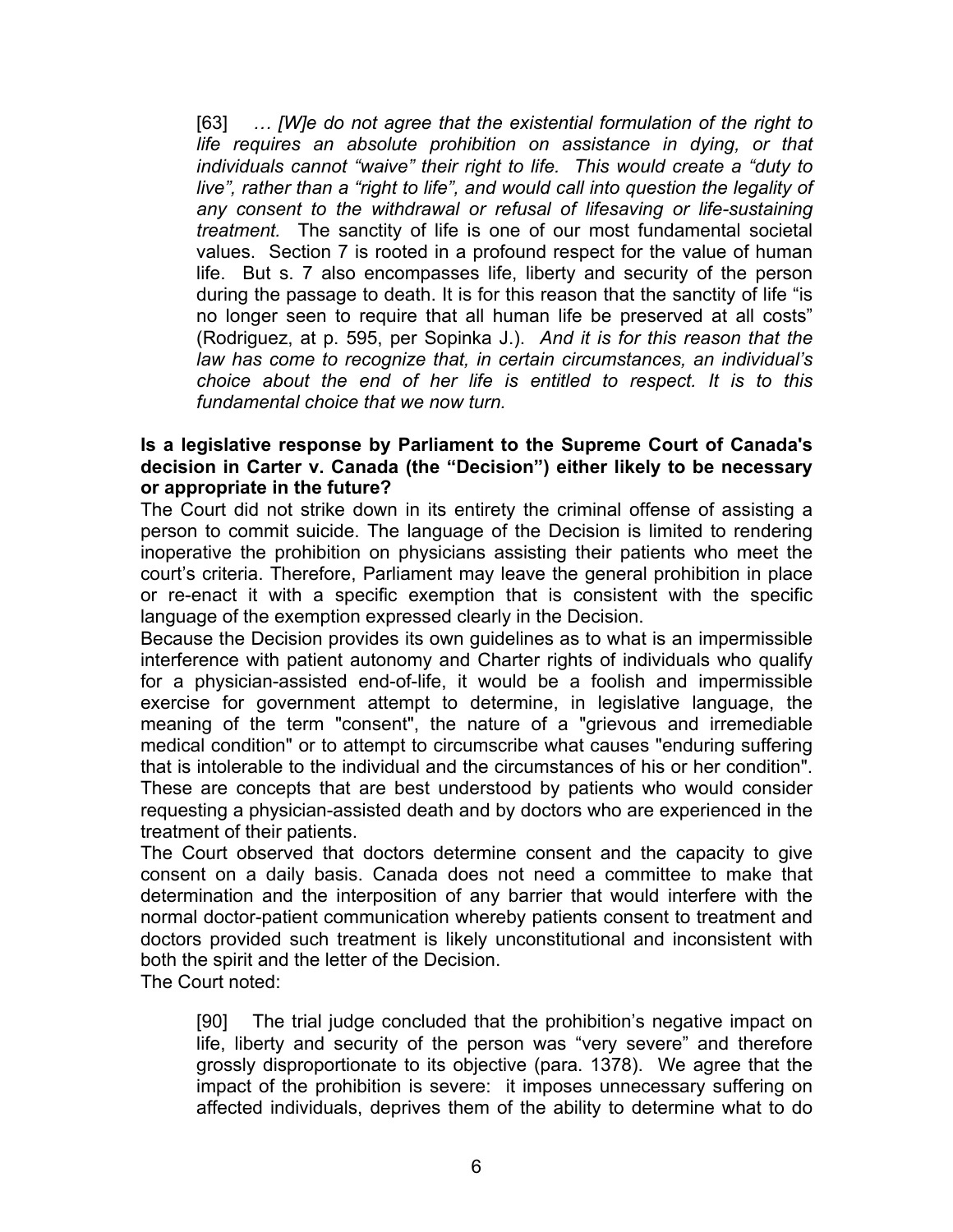> [63] *… [W]e do not agree that the existential formulation of the right to life requires an absolute prohibition on assistance in dying, or that individuals cannot "waive" their right to life. This would create a "duty to live", rather than a "right to life", and would call into question the legality of any consent to the withdrawal or refusal of lifesaving or life-sustaining treatment.* The sanctity of life is one of our most fundamental societal values. Section 7 is rooted in a profound respect for the value of human life. But s. 7 also encompasses life, liberty and security of the person during the passage to death. It is for this reason that the sanctity of life "is no longer seen to require that all human life be preserved at all costs" (Rodriguez, at p. 595, per Sopinka J.). *And it is for this reason that the law has come to recognize that, in certain circumstances, an individual's choice about the end of her life is entitled to respect. It is to this fundamental choice that we now turn.*

**Is a legislative response by Parliament to the Supreme Court of Canada's decision in Carter v. Canada (the "Decision") either likely to be necessary or appropriate in the future?**

The Court did not strike down in its entirety the criminal offense of assisting a person to commit suicide. The language of the Decision is limited to rendering inoperative the prohibition on physicians assisting their patients who meet the court's criteria. Therefore, Parliament may leave the general prohibition in place or re-enact it with a specific exemption that is consistent with the specific language of the exemption expressed clearly in the Decision.

Because the Decision provides its own guidelines as to what is an impermissible interference with patient autonomy and Charter rights of individuals who qualify for a physician-assisted end-of-life, it would be a foolish and impermissible exercise for government attempt to determine, in legislative language, the meaning of the term "consent", the nature of a "grievous and irremediable medical condition" or to attempt to circumscribe what causes "enduring suffering that is intolerable to the individual and the circumstances of his or her condition". These are concepts that are best understood by patients who would consider requesting a physician-assisted death and by doctors who are experienced in the treatment of their patients.

The Court observed that doctors determine consent and the capacity to give consent on a daily basis. Canada does not need a committee to make that determination and the interposition of any barrier that would interfere with the normal doctor-patient communication whereby patients consent to treatment and doctors provided such treatment is likely unconstitutional and inconsistent with both the spirit and the letter of the Decision.

The Court noted:

> [90] The trial judge concluded that the prohibition's negative impact on life, liberty and security of the person was "very severe" and therefore grossly disproportionate to its objective (para. 1378). We agree that the impact of the prohibition is severe: it imposes unnecessary suffering on affected individuals, deprives them of the ability to determine what to do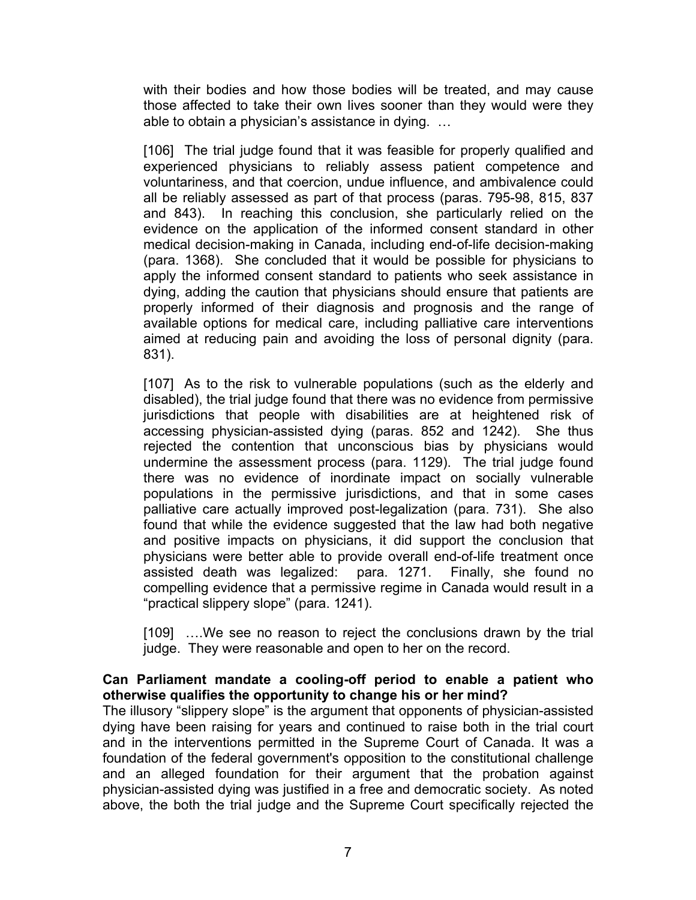> with their bodies and how those bodies will be treated, and may cause those affected to take their own lives sooner than they would were they able to obtain a physician's assistance in dying. …
>
> [106] The trial judge found that it was feasible for properly qualified and experienced physicians to reliably assess patient competence and voluntariness, and that coercion, undue influence, and ambivalence could all be reliably assessed as part of that process (paras. 795-98, 815, 837 and 843). In reaching this conclusion, she particularly relied on the evidence on the application of the informed consent standard in other medical decision-making in Canada, including end-of-life decision-making (para. 1368). She concluded that it would be possible for physicians to apply the informed consent standard to patients who seek assistance in dying, adding the caution that physicians should ensure that patients are properly informed of their diagnosis and prognosis and the range of available options for medical care, including palliative care interventions aimed at reducing pain and avoiding the loss of personal dignity (para. 831).
>
> [107] As to the risk to vulnerable populations (such as the elderly and disabled), the trial judge found that there was no evidence from permissive jurisdictions that people with disabilities are at heightened risk of accessing physician-assisted dying (paras. 852 and 1242). She thus rejected the contention that unconscious bias by physicians would undermine the assessment process (para. 1129). The trial judge found there was no evidence of inordinate impact on socially vulnerable populations in the permissive jurisdictions, and that in some cases palliative care actually improved post-legalization (para. 731). She also found that while the evidence suggested that the law had both negative and positive impacts on physicians, it did support the conclusion that physicians were better able to provide overall end-of-life treatment once assisted death was legalized: para. 1271. Finally, she found no compelling evidence that a permissive regime in Canada would result in a "practical slippery slope" (para. 1241).
>
> [109] ….We see no reason to reject the conclusions drawn by the trial judge. They were reasonable and open to her on the record.

**Can Parliament mandate a cooling-off period to enable a patient who otherwise qualifies the opportunity to change his or her mind?**

The illusory "slippery slope" is the argument that opponents of physician-assisted dying have been raising for years and continued to raise both in the trial court and in the interventions permitted in the Supreme Court of Canada. It was a foundation of the federal government's opposition to the constitutional challenge and an alleged foundation for their argument that the probation against physician-assisted dying was justified in a free and democratic society. As noted above, the both the trial judge and the Supreme Court specifically rejected the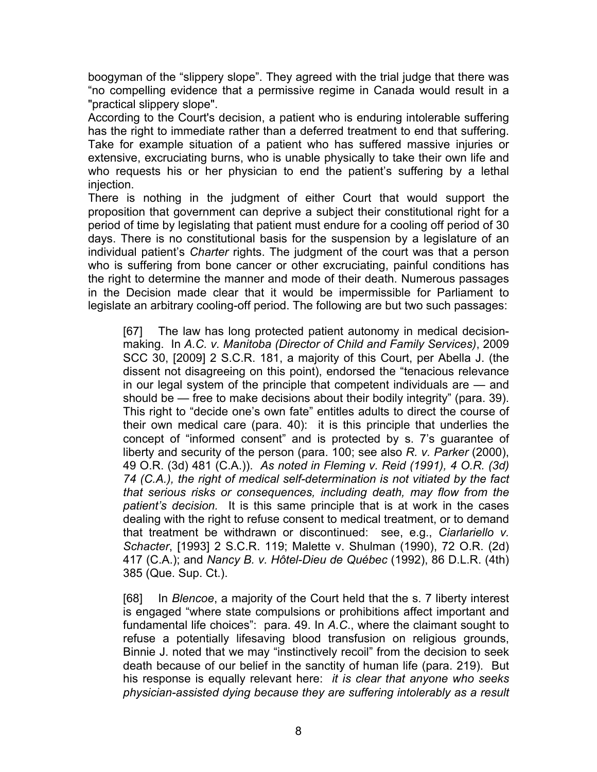boogyman of the "slippery slope". They agreed with the trial judge that there was "no compelling evidence that a permissive regime in Canada would result in a "practical slippery slope".

According to the Court's decision, a patient who is enduring intolerable suffering has the right to immediate rather than a deferred treatment to end that suffering. Take for example situation of a patient who has suffered massive injuries or extensive, excruciating burns, who is unable physically to take their own life and who requests his or her physician to end the patient's suffering by a lethal injection.

There is nothing in the judgment of either Court that would support the proposition that government can deprive a subject their constitutional right for a period of time by legislating that patient must endure for a cooling off period of 30 days. There is no constitutional basis for the suspension by a legislature of an individual patient's *Charter* rights. The judgment of the court was that a person who is suffering from bone cancer or other excruciating, painful conditions has the right to determine the manner and mode of their death. Numerous passages in the Decision made clear that it would be impermissible for Parliament to legislate an arbitrary cooling-off period. The following are but two such passages:

> [67] The law has long protected patient autonomy in medical decision-making. In *A.C. v. Manitoba (Director of Child and Family Services)*, 2009 SCC 30, [2009] 2 S.C.R. 181, a majority of this Court, per Abella J. (the dissent not disagreeing on this point), endorsed the "tenacious relevance in our legal system of the principle that competent individuals are — and should be — free to make decisions about their bodily integrity" (para. 39). This right to "decide one's own fate" entitles adults to direct the course of their own medical care (para. 40): it is this principle that underlies the concept of "informed consent" and is protected by s. 7's guarantee of liberty and security of the person (para. 100; see also *R. v. Parker* (2000), 49 O.R. (3d) 481 (C.A.)). *As noted in Fleming v. Reid (1991), 4 O.R. (3d) 74 (C.A.), the right of medical self-determination is not vitiated by the fact that serious risks or consequences, including death, may flow from the patient's decision.* It is this same principle that is at work in the cases dealing with the right to refuse consent to medical treatment, or to demand that treatment be withdrawn or discontinued: see, e.g., *Ciarlariello v. Schacter*, [1993] 2 S.C.R. 119; Malette v. Shulman (1990), 72 O.R. (2d) 417 (C.A.); and *Nancy B. v. Hôtel-Dieu de Québec* (1992), 86 D.L.R. (4th) 385 (Que. Sup. Ct.).
>
> [68] In *Blencoe*, a majority of the Court held that the s. 7 liberty interest is engaged "where state compulsions or prohibitions affect important and fundamental life choices": para. 49. In *A.C.*, where the claimant sought to refuse a potentially lifesaving blood transfusion on religious grounds, Binnie J. noted that we may "instinctively recoil" from the decision to seek death because of our belief in the sanctity of human life (para. 219). But his response is equally relevant here: *it is clear that anyone who seeks physician-assisted dying because they are suffering intolerably as a result*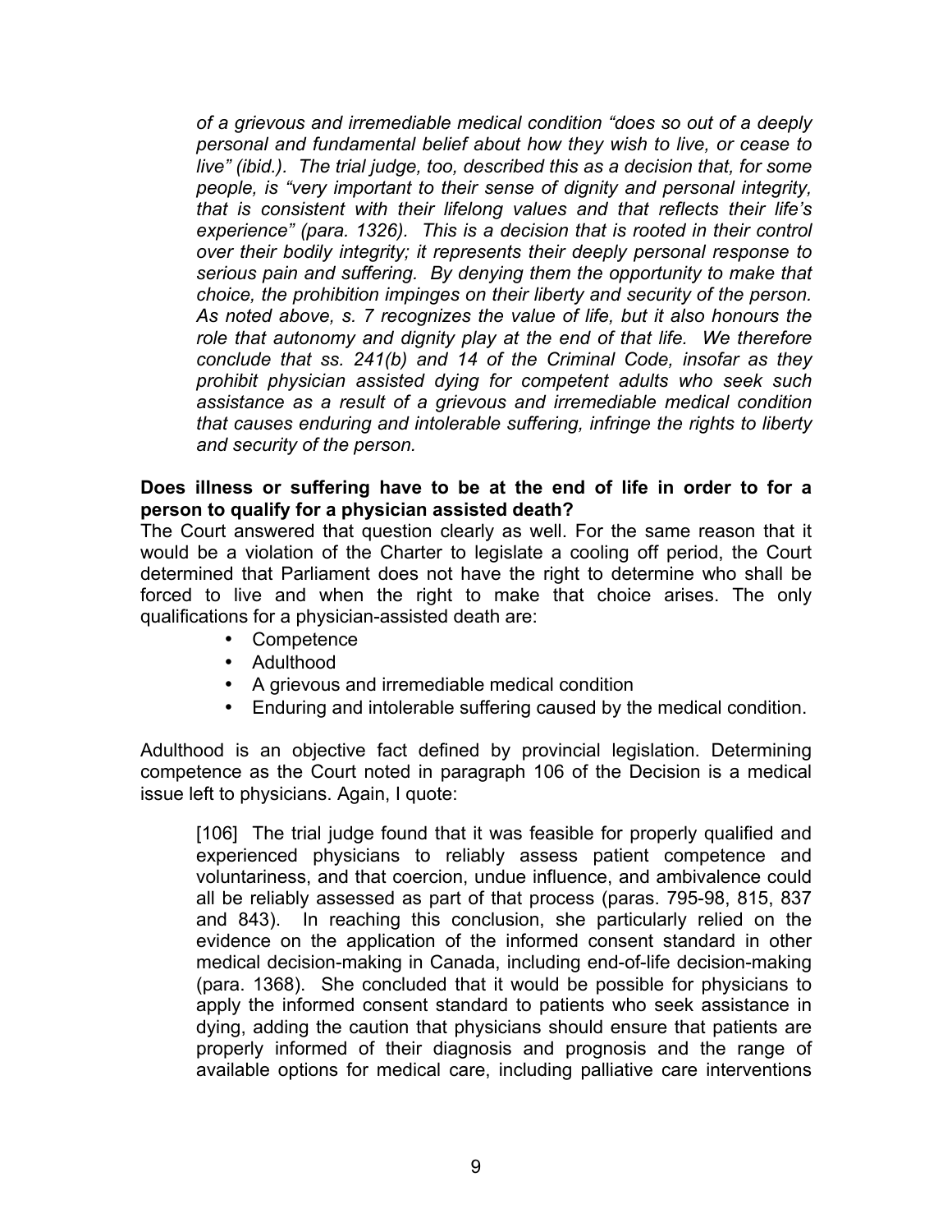*of a grievous and irremediable medical condition "does so out of a deeply personal and fundamental belief about how they wish to live, or cease to live" (ibid.). The trial judge, too, described this as a decision that, for some people, is "very important to their sense of dignity and personal integrity, that is consistent with their lifelong values and that reflects their life's experience" (para. 1326). This is a decision that is rooted in their control over their bodily integrity; it represents their deeply personal response to serious pain and suffering. By denying them the opportunity to make that choice, the prohibition impinges on their liberty and security of the person. As noted above, s. 7 recognizes the value of life, but it also honours the role that autonomy and dignity play at the end of that life. We therefore conclude that ss. 241(b) and 14 of the Criminal Code, insofar as they prohibit physician assisted dying for competent adults who seek such assistance as a result of a grievous and irremediable medical condition that causes enduring and intolerable suffering, infringe the rights to liberty and security of the person.*

**Does illness or suffering have to be at the end of life in order to for a person to qualify for a physician assisted death?**

The Court answered that question clearly as well. For the same reason that it would be a violation of the Charter to legislate a cooling off period, the Court determined that Parliament does not have the right to determine who shall be forced to live and when the right to make that choice arises. The only qualifications for a physician-assisted death are:

- Competence
- Adulthood
- A grievous and irremediable medical condition
- Enduring and intolerable suffering caused by the medical condition.

Adulthood is an objective fact defined by provincial legislation. Determining competence as the Court noted in paragraph 106 of the Decision is a medical issue left to physicians. Again, I quote:

> [106] The trial judge found that it was feasible for properly qualified and experienced physicians to reliably assess patient competence and voluntariness, and that coercion, undue influence, and ambivalence could all be reliably assessed as part of that process (paras. 795-98, 815, 837 and 843). In reaching this conclusion, she particularly relied on the evidence on the application of the informed consent standard in other medical decision-making in Canada, including end-of-life decision-making (para. 1368). She concluded that it would be possible for physicians to apply the informed consent standard to patients who seek assistance in dying, adding the caution that physicians should ensure that patients are properly informed of their diagnosis and prognosis and the range of available options for medical care, including palliative care interventions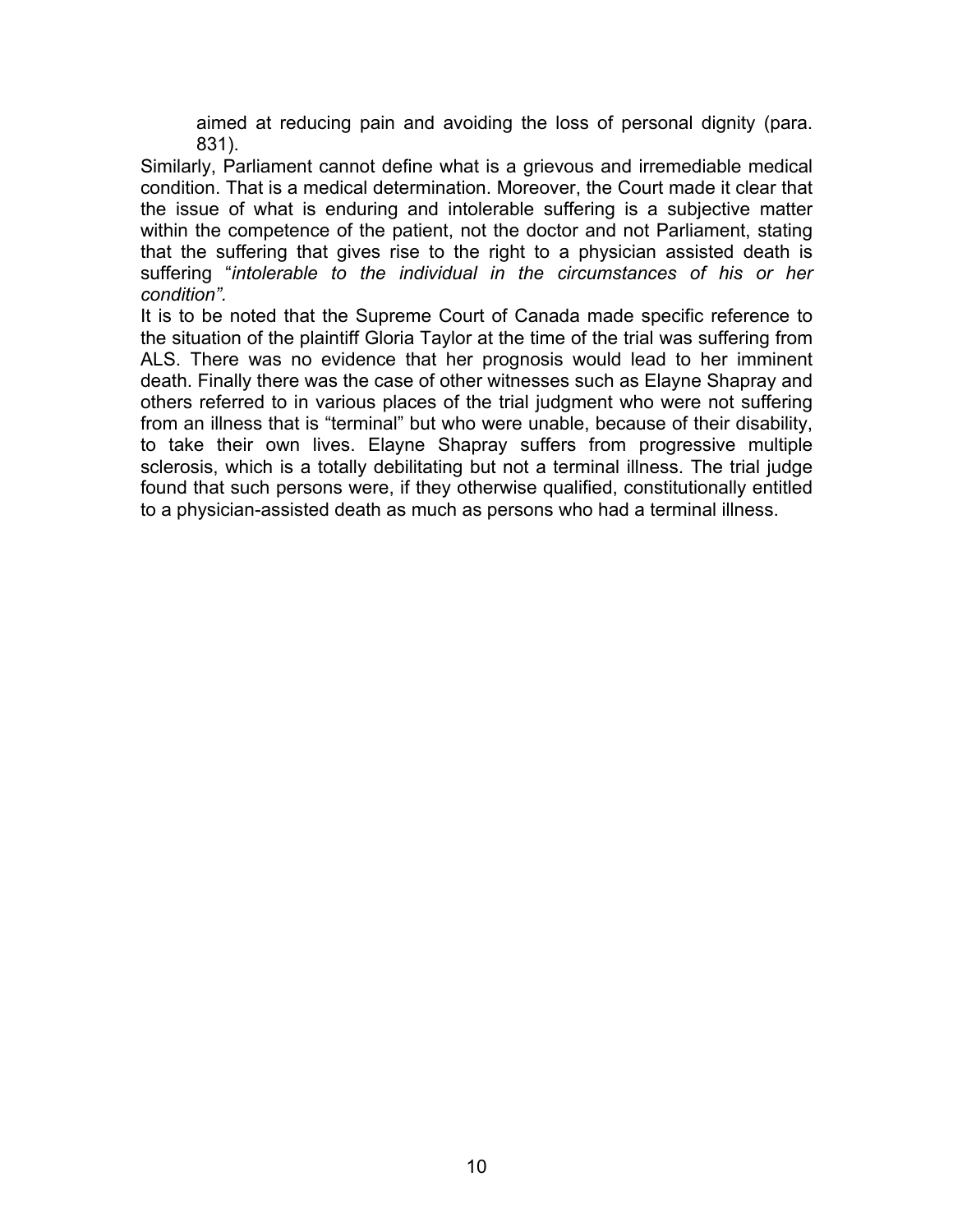> aimed at reducing pain and avoiding the loss of personal dignity (para. 831).

Similarly, Parliament cannot define what is a grievous and irremediable medical condition. That is a medical determination. Moreover, the Court made it clear that the issue of what is enduring and intolerable suffering is a subjective matter within the competence of the patient, not the doctor and not Parliament, stating that the suffering that gives rise to the right to a physician assisted death is suffering "*intolerable to the individual in the circumstances of his or her condition".*

It is to be noted that the Supreme Court of Canada made specific reference to the situation of the plaintiff Gloria Taylor at the time of the trial was suffering from ALS. There was no evidence that her prognosis would lead to her imminent death. Finally there was the case of other witnesses such as Elayne Shapray and others referred to in various places of the trial judgment who were not suffering from an illness that is "terminal" but who were unable, because of their disability, to take their own lives. Elayne Shapray suffers from progressive multiple sclerosis, which is a totally debilitating but not a terminal illness. The trial judge found that such persons were, if they otherwise qualified, constitutionally entitled to a physician-assisted death as much as persons who had a terminal illness.